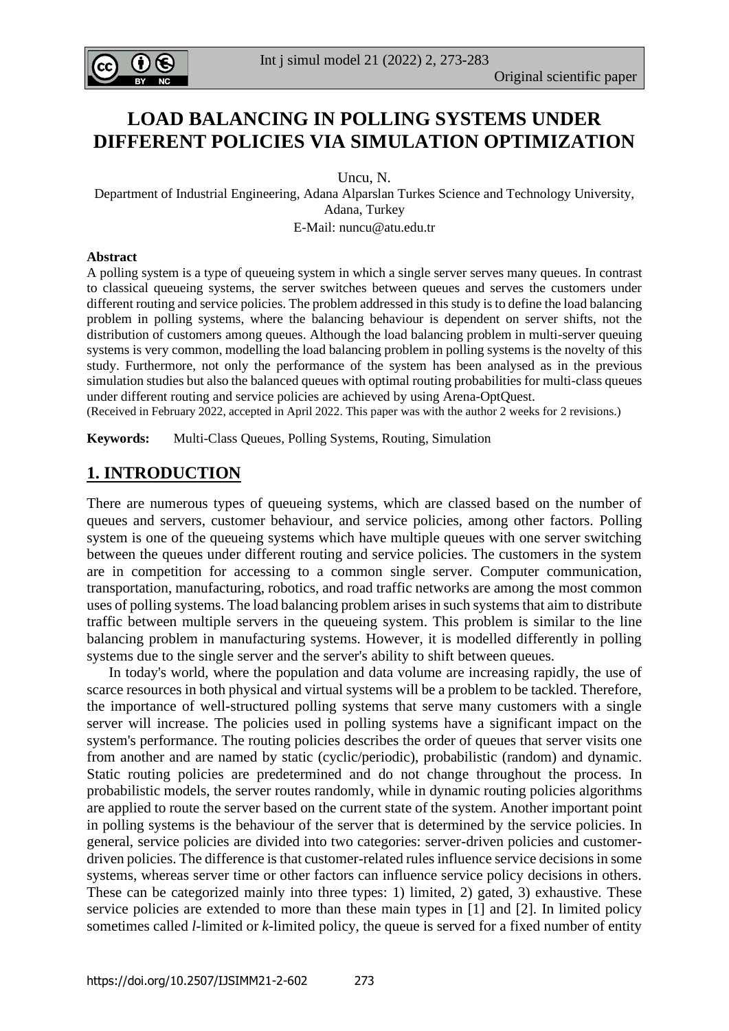# LOAD BALANCING IN POLLING SYSTEMS UNDER DIFFERENT POLICIES VIA SIMULATION OPTIMIZATION

Uncu, N.

Department of Industrial Engineering, Adana Alparslan Turkes Science and Technology University, Adana, Turkey

E-Mail: nuncu@atu.edu.tr

### Abstract

A polling system is a type of queueing system in which a single server serves many queues. In contrast to classical queueing systems, the server switches between queues and serves the customers under different routing and service policies. The problem addressed in this study is to define the load balancing problem in polling systems, where the balancing behaviour is dependent on server shifts, not the distribution of customers among queues. Although the load balancing problem in multi-server queuing systems is very common, modelling the load balancing problem in polling systems is the novelty of this study. Furthermore, not only the performance of the system has been analysed as in the previous simulation studies but also the balanced queues with optimal routing probabilities for multi-class queues under different routing and service policies are achieved by using Arena-OptQuest.

(Received in February 2022, accepted in April 2022. This paper was with the author 2 weeks for 2 revisions.)

**Keywords:** Multi-Class Queues, Polling Systems, Routing, Simulation

## 1. INTRODUCTION

There are numerous types of queueing systems, which are classed based on the number of queues and servers, customer behaviour, and service policies, among other factors. Polling system is one of the queueing systems which have multiple queues with one server switching between the queues under different routing and service policies. The customers in the system are in competition for accessing to a common single server. Computer communication, transportation, manufacturing, robotics, and road traffic networks are among the most common uses of polling systems. The load balancing problem arises in such systems that aim to distribute traffic between multiple servers in the queueing system. This problem is similar to the line balancing problem in manufacturing systems. However, it is modelled differently in polling systems due to the single server and the server's ability to shift between queues.

In today's world, where the population and data volume are increasing rapidly, the use of scarce resources in both physical and virtual systems will be a problem to be tackled. Therefore, the importance of well-structured polling systems that serve many customers with a single server will increase. The policies used in polling systems have a significant impact on the system's performance. The routing policies describes the order of queues that server visits one from another and are named by static (cyclic/periodic), probabilistic (random) and dynamic. Static routing policies are predetermined and do not change throughout the process. In probabilistic models, the server routes randomly, while in dynamic routing policies algorithms are applied to route the server based on the current state of the system. Another important point in polling systems is the behaviour of the server that is determined by the service policies. In general, service policies are divided into two categories: server-driven policies and customer-driven policies. The difference is that customer-related rules influence service decisions in some systems, whereas server time or other factors can influence service policy decisions in others. These can be categorized mainly into three types: 1) limited, 2) gated, 3) exhaustive. These service policies are extended to more than these main types in [1] and [2]. In limited policy sometimes called *l*-limited or *k*-limited policy, the queue is served for a fixed number of entity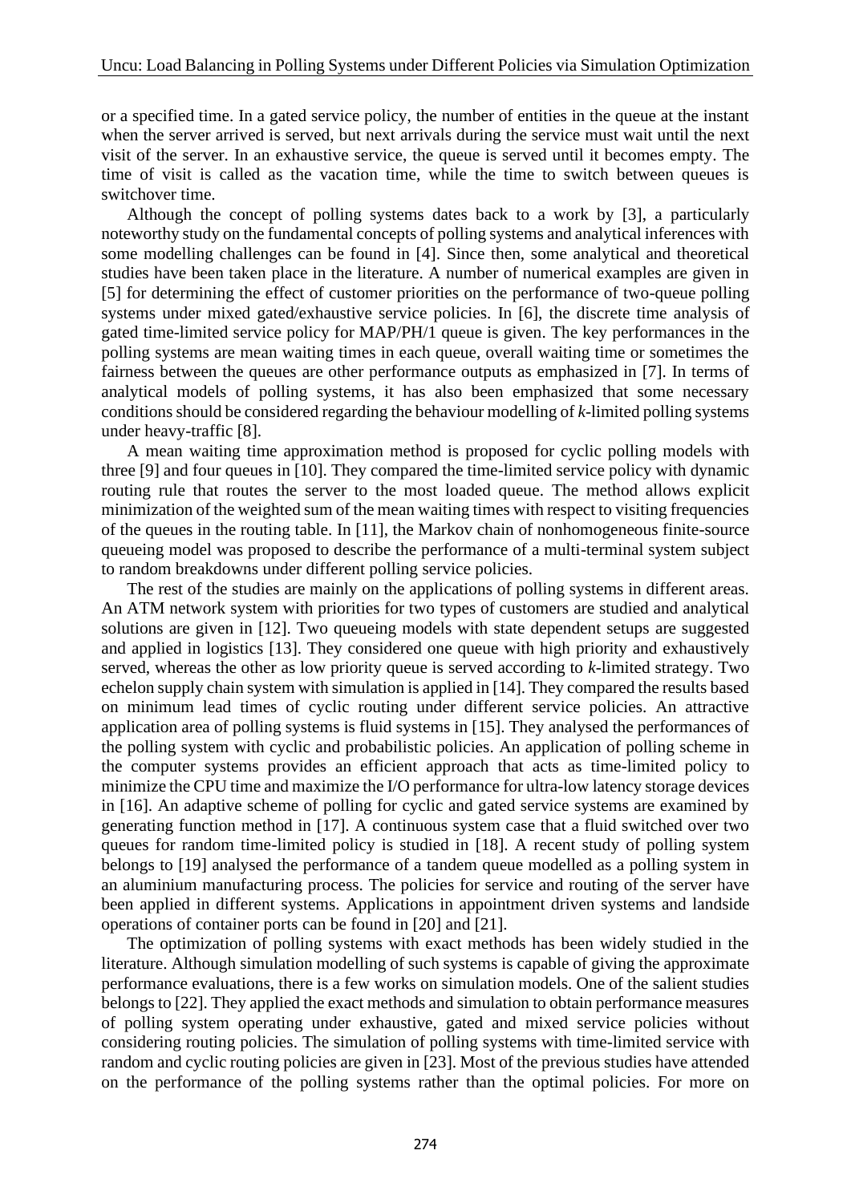or a specified time. In a gated service policy, the number of entities in the queue at the instant when the server arrived is served, but next arrivals during the service must wait until the next visit of the server. In an exhaustive service, the queue is served until it becomes empty. The time of visit is called as the vacation time, while the time to switch between queues is switchover time.

Although the concept of polling systems dates back to a work by [3], a particularly noteworthy study on the fundamental concepts of polling systems and analytical inferences with some modelling challenges can be found in [4]. Since then, some analytical and theoretical studies have been taken place in the literature. A number of numerical examples are given in [5] for determining the effect of customer priorities on the performance of two-queue polling systems under mixed gated/exhaustive service policies. In [6], the discrete time analysis of gated time-limited service policy for MAP/PH/1 queue is given. The key performances in the polling systems are mean waiting times in each queue, overall waiting time or sometimes the fairness between the queues are other performance outputs as emphasized in [7]. In terms of analytical models of polling systems, it has also been emphasized that some necessary conditions should be considered regarding the behaviour modelling of *k*-limited polling systems under heavy-traffic [8].

A mean waiting time approximation method is proposed for cyclic polling models with three [9] and four queues in [10]. They compared the time-limited service policy with dynamic routing rule that routes the server to the most loaded queue. The method allows explicit minimization of the weighted sum of the mean waiting times with respect to visiting frequencies of the queues in the routing table. In [11], the Markov chain of nonhomogeneous finite-source queueing model was proposed to describe the performance of a multi-terminal system subject to random breakdowns under different polling service policies.

The rest of the studies are mainly on the applications of polling systems in different areas. An ATM network system with priorities for two types of customers are studied and analytical solutions are given in [12]. Two queueing models with state dependent setups are suggested and applied in logistics [13]. They considered one queue with high priority and exhaustively served, whereas the other as low priority queue is served according to *k*-limited strategy. Two echelon supply chain system with simulation is applied in [14]. They compared the results based on minimum lead times of cyclic routing under different service policies. An attractive application area of polling systems is fluid systems in [15]. They analysed the performances of the polling system with cyclic and probabilistic policies. An application of polling scheme in the computer systems provides an efficient approach that acts as time-limited policy to minimize the CPU time and maximize the I/O performance for ultra-low latency storage devices in [16]. An adaptive scheme of polling for cyclic and gated service systems are examined by generating function method in [17]. A continuous system case that a fluid switched over two queues for random time-limited policy is studied in [18]. A recent study of polling system belongs to [19] analysed the performance of a tandem queue modelled as a polling system in an aluminium manufacturing process. The policies for service and routing of the server have been applied in different systems. Applications in appointment driven systems and landside operations of container ports can be found in [20] and [21].

The optimization of polling systems with exact methods has been widely studied in the literature. Although simulation modelling of such systems is capable of giving the approximate performance evaluations, there is a few works on simulation models. One of the salient studies belongs to [22]. They applied the exact methods and simulation to obtain performance measures of polling system operating under exhaustive, gated and mixed service policies without considering routing policies. The simulation of polling systems with time-limited service with random and cyclic routing policies are given in [23]. Most of the previous studies have attended on the performance of the polling systems rather than the optimal policies. For more on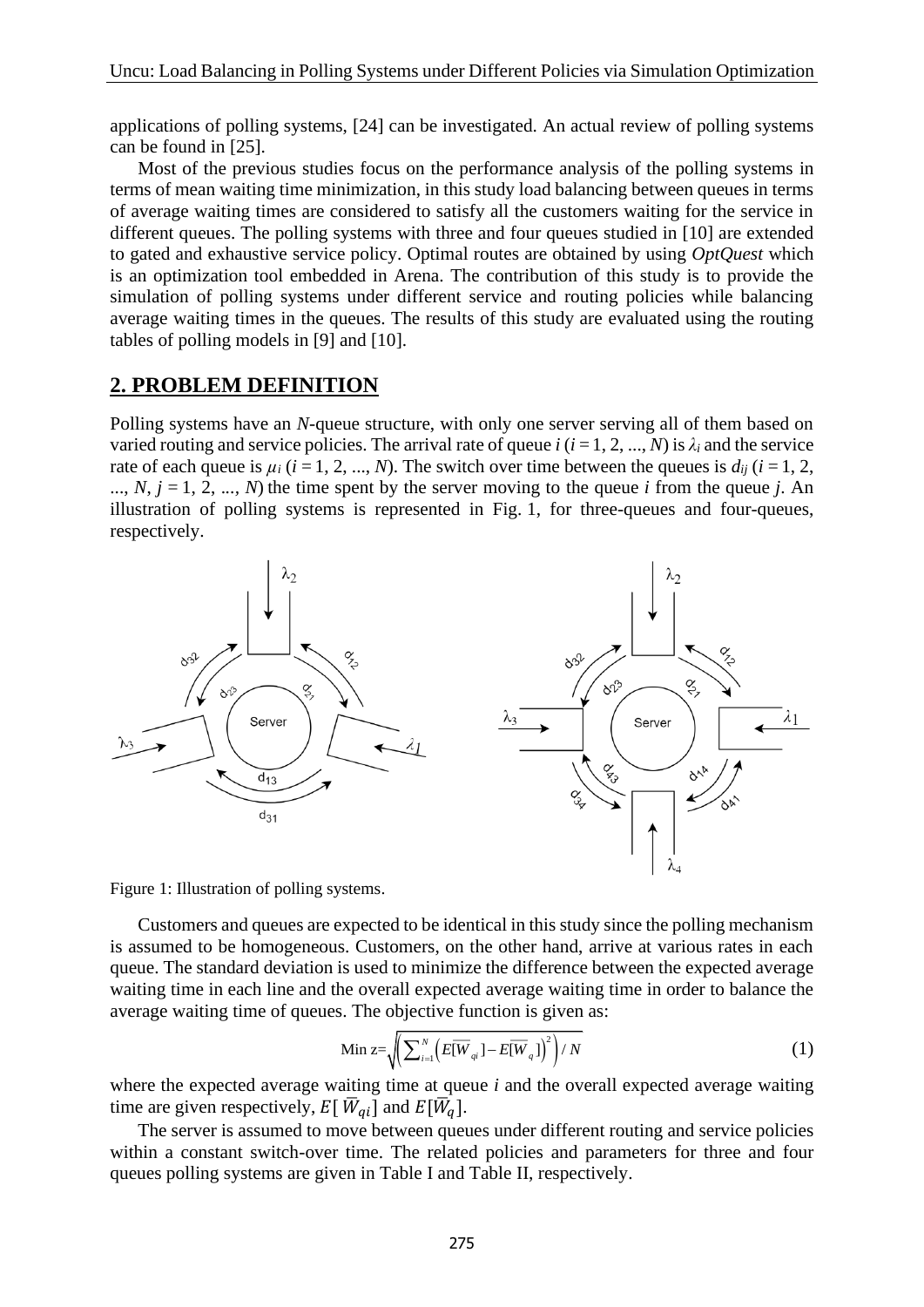applications of polling systems, [24] can be investigated. An actual review of polling systems can be found in [25].

Most of the previous studies focus on the performance analysis of the polling systems in terms of mean waiting time minimization, in this study load balancing between queues in terms of average waiting times are considered to satisfy all the customers waiting for the service in different queues. The polling systems with three and four queues studied in [10] are extended to gated and exhaustive service policy. Optimal routes are obtained by using *OptQuest* which is an optimization tool embedded in Arena. The contribution of this study is to provide the simulation of polling systems under different service and routing policies while balancing average waiting times in the queues. The results of this study are evaluated using the routing tables of polling models in [9] and [10].

## 2. PROBLEM DEFINITION

Polling systems have an *N*-queue structure, with only one server serving all of them based on varied routing and service policies. The arrival rate of queue $i$ ($i = 1, 2, ..., N$) is $\lambda_i$ and the service rate of each queue is $\mu_i$ ($i = 1, 2, ..., N$). The switch over time between the queues is $d_{ij}$ ($i = 1, 2, ..., N$, $j = 1, 2, ..., N$) the time spent by the server moving to the queue $i$ from the queue $j$. An illustration of polling systems is represented in Fig. 1, for three-queues and four-queues, respectively.

Figure 1: Illustration of polling systems.

Customers and queues are expected to be identical in this study since the polling mechanism is assumed to be homogeneous. Customers, on the other hand, arrive at various rates in each queue. The standard deviation is used to minimize the difference between the expected average waiting time in each line and the overall expected average waiting time in order to balance the average waiting time of queues. The objective function is given as:

$$\text{Min } z = \sqrt{\left(\sum_{i=1}^{N}\left(E[\overline{W}_{qi}] - E[\overline{W}_{q}]\right)^2\right)/N} \tag{1}$$

where the expected average waiting time at queue $i$ and the overall expected average waiting time are given respectively, $E[\overline{W}_{qi}]$ and $E[\overline{W}_q]$.

The server is assumed to move between queues under different routing and service policies within a constant switch-over time. The related policies and parameters for three and four queues polling systems are given in Table I and Table II, respectively.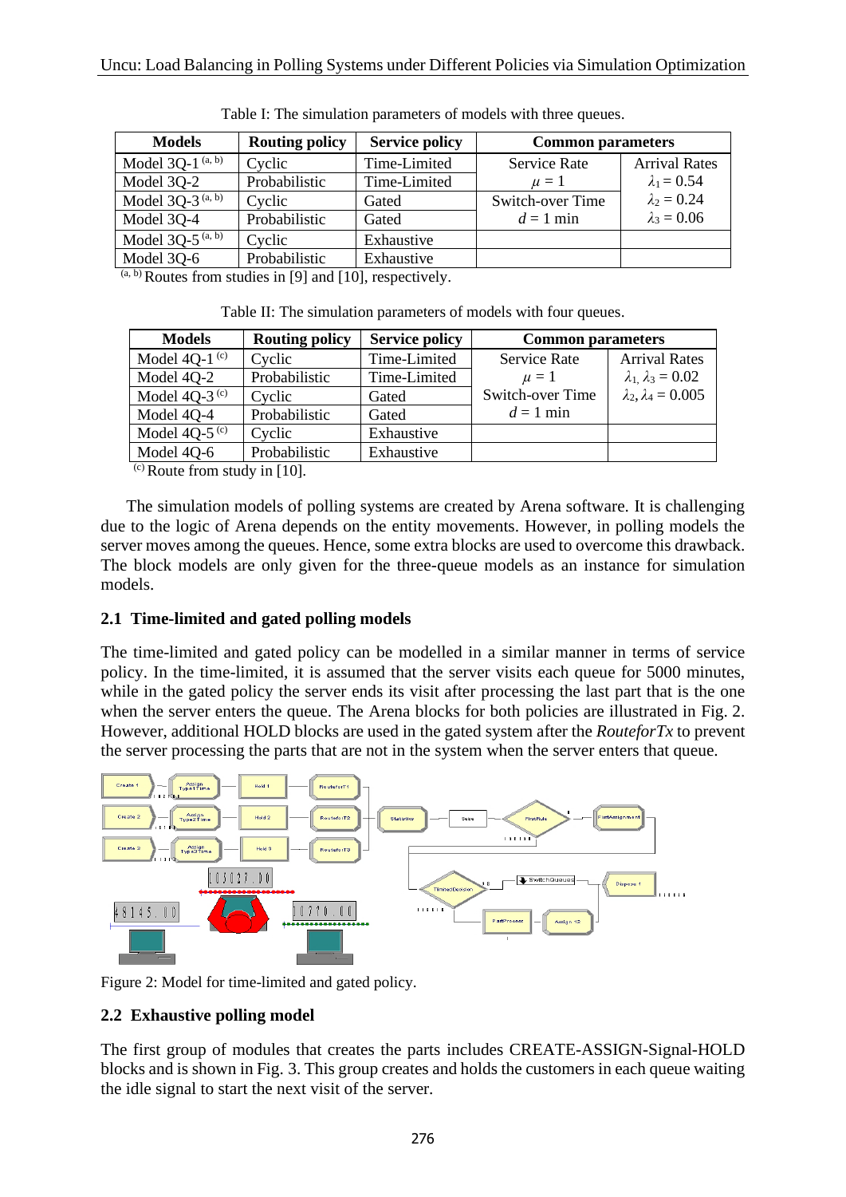Table I: The simulation parameters of models with three queues.

| Models | Routing policy | Service policy | Common parameters | |
|---|---|---|---|---|
| Model 3Q-1 [(a, b)] | Cyclic | Time-Limited | Service Rate | Arrival Rates |
| Model 3Q-2 | Probabilistic | Time-Limited | $\mu = 1$ | $\lambda_1 = 0.54$ |
| Model 3Q-3 [(a, b)] | Cyclic | Gated | Switch-over Time | $\lambda_2 = 0.24$ |
| Model 3Q-4 | Probabilistic | Gated | $d = 1$ min | $\lambda_3 = 0.06$ |
| Model 3Q-5 [(a, b)] | Cyclic | Exhaustive | | |
| Model 3Q-6 | Probabilistic | Exhaustive | | |

[(a, b)] Routes from studies in [9] and [10], respectively.

Table II: The simulation parameters of models with four queues.

| Models | Routing policy | Service policy | Common parameters | |
|---|---|---|---|---|
| Model 4Q-1 [(c)] | Cyclic | Time-Limited | Service Rate | Arrival Rates |
| Model 4Q-2 | Probabilistic | Time-Limited | $\mu = 1$ | $\lambda_1, \lambda_3 = 0.02$ |
| Model 4Q-3 [(c)] | Cyclic | Gated | Switch-over Time | $\lambda_2, \lambda_4 = 0.005$ |
| Model 4Q-4 | Probabilistic | Gated | $d = 1$ min | |
| Model 4Q-5 [(c)] | Cyclic | Exhaustive | | |
| Model 4Q-6 | Probabilistic | Exhaustive | | |

[(c)] Route from study in [10].

The simulation models of polling systems are created by Arena software. It is challenging due to the logic of Arena depends on the entity movements. However, in polling models the server moves among the queues. Hence, some extra blocks are used to overcome this drawback. The block models are only given for the three-queue models as an instance for simulation models.

## 2.1 Time-limited and gated polling models

The time-limited and gated policy can be modelled in a similar manner in terms of service policy. In the time-limited, it is assumed that the server visits each queue for 5000 minutes, while in the gated policy the server ends its visit after processing the last part that is the one when the server enters the queue. The Arena blocks for both policies are illustrated in Fig. 2. However, additional HOLD blocks are used in the gated system after the *RouteforTx* to prevent the server processing the parts that are not in the system when the server enters that queue.

Figure 2: Model for time-limited and gated policy.

## 2.2 Exhaustive polling model

The first group of modules that creates the parts includes CREATE-ASSIGN-Signal-HOLD blocks and is shown in Fig. 3. This group creates and holds the customers in each queue waiting the idle signal to start the next visit of the server.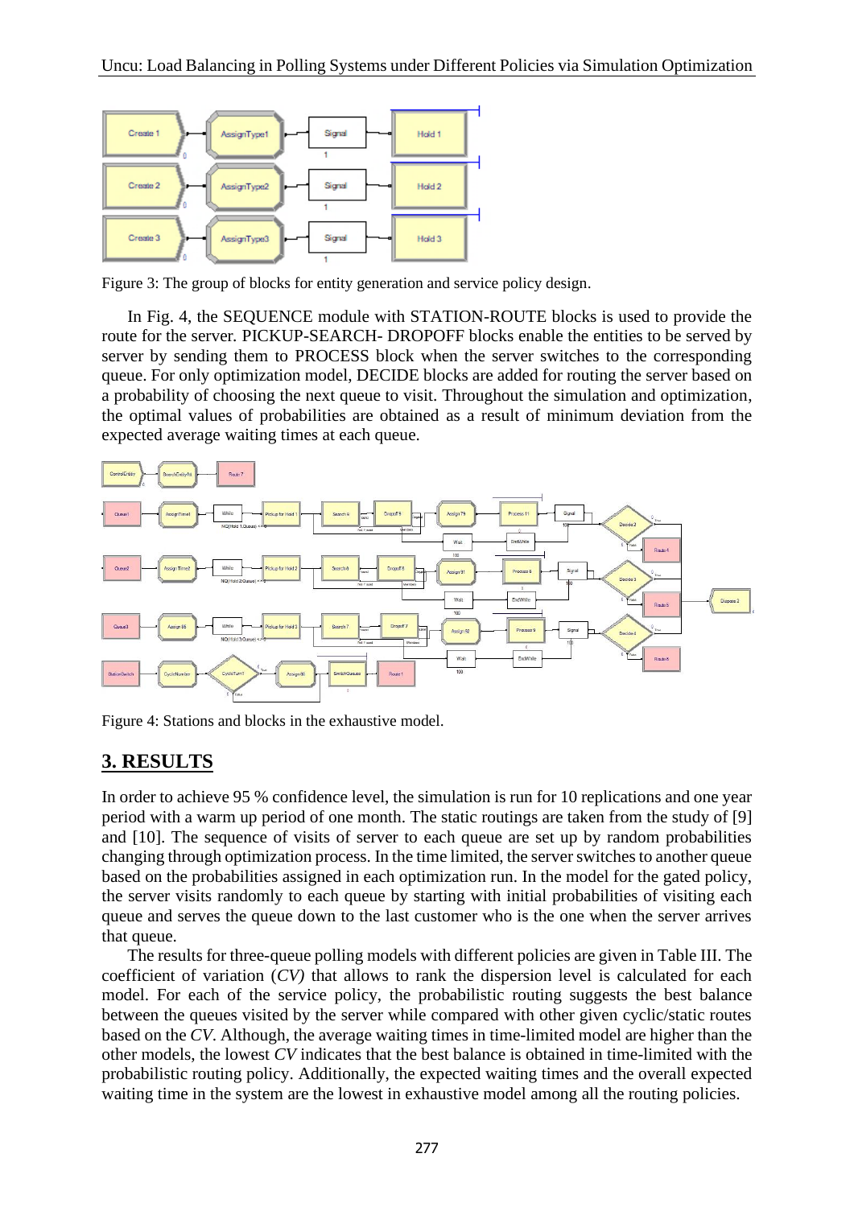Figure 3: The group of blocks for entity generation and service policy design.

In Fig. 4, the SEQUENCE module with STATION-ROUTE blocks is used to provide the route for the server. PICKUP-SEARCH- DROPOFF blocks enable the entities to be served by server by sending them to PROCESS block when the server switches to the corresponding queue. For only optimization model, DECIDE blocks are added for routing the server based on a probability of choosing the next queue to visit. Throughout the simulation and optimization, the optimal values of probabilities are obtained as a result of minimum deviation from the expected average waiting times at each queue.

Figure 4: Stations and blocks in the exhaustive model.

## 3. RESULTS

In order to achieve 95 % confidence level, the simulation is run for 10 replications and one year period with a warm up period of one month. The static routings are taken from the study of [9] and [10]. The sequence of visits of server to each queue are set up by random probabilities changing through optimization process. In the time limited, the server switches to another queue based on the probabilities assigned in each optimization run. In the model for the gated policy, the server visits randomly to each queue by starting with initial probabilities of visiting each queue and serves the queue down to the last customer who is the one when the server arrives that queue.

The results for three-queue polling models with different policies are given in Table III. The coefficient of variation (*CV)* that allows to rank the dispersion level is calculated for each model. For each of the service policy, the probabilistic routing suggests the best balance between the queues visited by the server while compared with other given cyclic/static routes based on the *CV*. Although, the average waiting times in time-limited model are higher than the other models, the lowest *CV* indicates that the best balance is obtained in time-limited with the probabilistic routing policy. Additionally, the expected waiting times and the overall expected waiting time in the system are the lowest in exhaustive model among all the routing policies.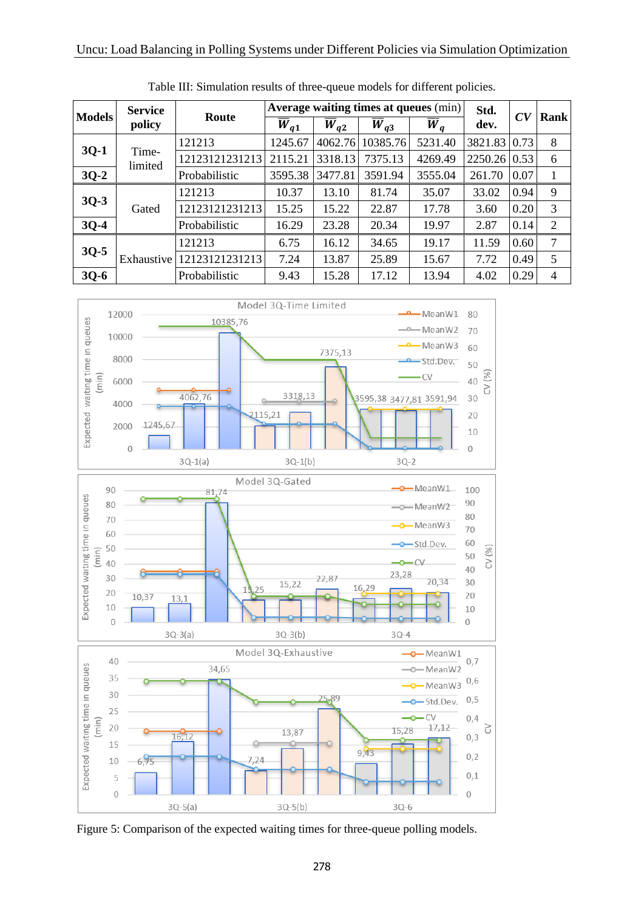Table III: Simulation results of three-queue models for different policies.

| Models | Service policy | Route | Average waiting times at queues (min) | | | | Std. dev. | $CV$ | Rank |
|---|---|---|---|---|---|---|---|---|---|
| | | | $\overline{W}_{q1}$ | $\overline{W}_{q2}$ | $\overline{W}_{q3}$ | $\overline{W}_{q}$ | | | |
| 3Q-1 | Time-limited | 121213 | 1245.67 | 4062.76 | 10385.76 | 5231.40 | 3821.83 | 0.73 | 8 |
| | | 12123121231213 | 2115.21 | 3318.13 | 7375.13 | 4269.49 | 2250.26 | 0.53 | 6 |
| 3Q-2 | | Probabilistic | 3595.38 | 3477.81 | 3591.94 | 3555.04 | 261.70 | 0.07 | 1 |
| 3Q-3 | Gated | 121213 | 10.37 | 13.10 | 81.74 | 35.07 | 33.02 | 0.94 | 9 |
| | | 12123121231213 | 15.25 | 15.22 | 22.87 | 17.78 | 3.60 | 0.20 | 3 |
| 3Q-4 | | Probabilistic | 16.29 | 23.28 | 20.34 | 19.97 | 2.87 | 0.14 | 2 |
| 3Q-5 | Exhaustive | 121213 | 6.75 | 16.12 | 34.65 | 19.17 | 11.59 | 0.60 | 7 |
| | | 12123121231213 | 7.24 | 13.87 | 25.89 | 15.67 | 7.72 | 0.49 | 5 |
| 3Q-6 | | Probabilistic | 9.43 | 15.28 | 17.12 | 13.94 | 4.02 | 0.29 | 4 |

Figure 5: Comparison of the expected waiting times for three-queue polling models.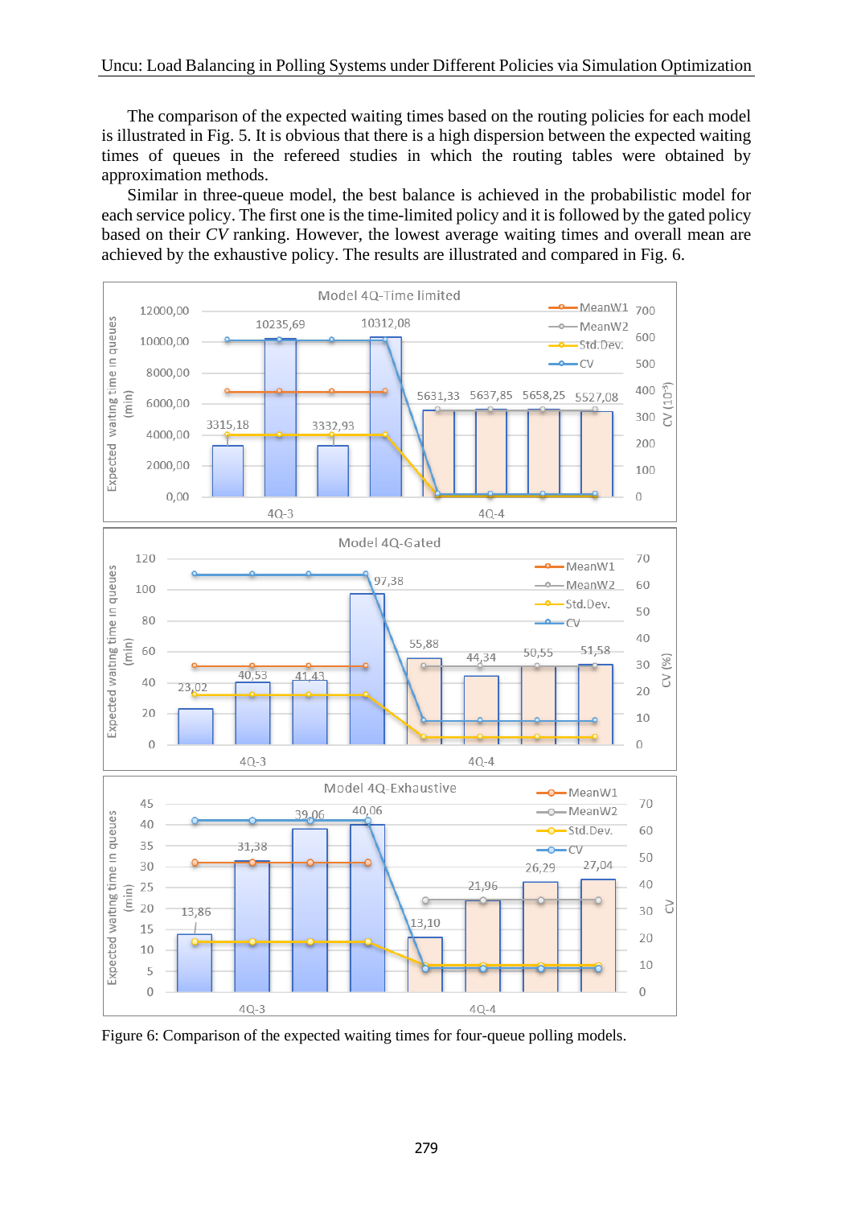The comparison of the expected waiting times based on the routing policies for each model is illustrated in Fig. 5. It is obvious that there is a high dispersion between the expected waiting times of queues in the refereed studies in which the routing tables were obtained by approximation methods.

Similar in three-queue model, the best balance is achieved in the probabilistic model for each service policy. The first one is the time-limited policy and it is followed by the gated policy based on their *CV* ranking. However, the lowest average waiting times and overall mean are achieved by the exhaustive policy. The results are illustrated and compared in Fig. 6.

Figure 6: Comparison of the expected waiting times for four-queue polling models.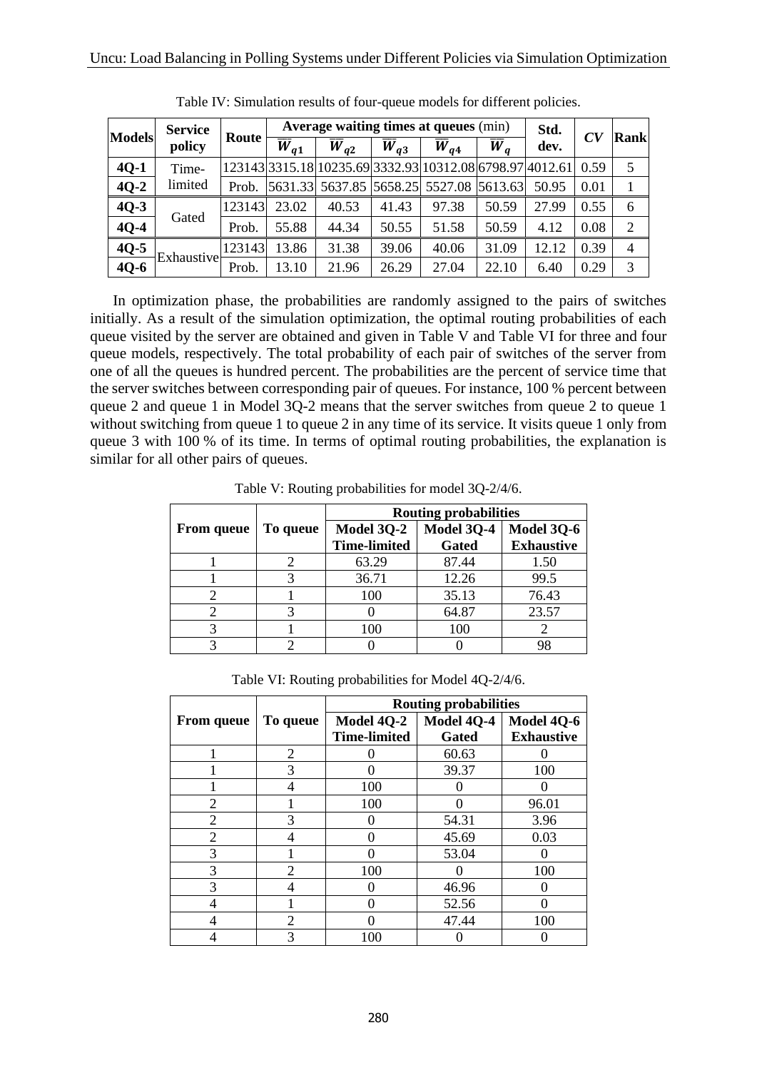Table IV: Simulation results of four-queue models for different policies.

| Models | Service policy | Route | Average waiting times at queues (min) | | | | | Std. dev. | $CV$ | Rank |
|---|---|---|---|---|---|---|---|---|---|---|
| | | | $\overline{\overline{W}}_{q1}$ | $\overline{\overline{W}}_{q2}$ | $\overline{\overline{W}}_{q3}$ | $\overline{\overline{W}}_{q4}$ | $\overline{\overline{W}}_{q}$ | | | |
| **4Q-1** | Time-limited | 123143 | 3315.18 | 10235.69 | 3332.93 | 10312.08 | 6798.97 | 4012.61 | 0.59 | 5 |
| **4Q-2** | | Prob. | 5631.33 | 5637.85 | 5658.25 | 5527.08 | 5613.63 | 50.95 | 0.01 | 1 |
| **4Q-3** | Gated | 123143 | 23.02 | 40.53 | 41.43 | 97.38 | 50.59 | 27.99 | 0.55 | 6 |
| **4Q-4** | | Prob. | 55.88 | 44.34 | 50.55 | 51.58 | 50.59 | 4.12 | 0.08 | 2 |
| **4Q-5** | Exhaustive | 123143 | 13.86 | 31.38 | 39.06 | 40.06 | 31.09 | 12.12 | 0.39 | 4 |
| **4Q-6** | | Prob. | 13.10 | 21.96 | 26.29 | 27.04 | 22.10 | 6.40 | 0.29 | 3 |

In optimization phase, the probabilities are randomly assigned to the pairs of switches initially. As a result of the simulation optimization, the optimal routing probabilities of each queue visited by the server are obtained and given in Table V and Table VI for three and four queue models, respectively. The total probability of each pair of switches of the server from one of all the queues is hundred percent. The probabilities are the percent of service time that the server switches between corresponding pair of queues. For instance, 100 % percent between queue 2 and queue 1 in Model 3Q-2 means that the server switches from queue 2 to queue 1 without switching from queue 1 to queue 2 in any time of its service. It visits queue 1 only from queue 3 with 100 % of its time. In terms of optimal routing probabilities, the explanation is similar for all other pairs of queues.

Table V: Routing probabilities for model 3Q-2/4/6.

| From queue | To queue | Routing probabilities | | |
|---|---|---|---|---|
| | | **Model 3Q-2 Time-limited** | **Model 3Q-4 Gated** | **Model 3Q-6 Exhaustive** |
| 1 | 2 | 63.29 | 87.44 | 1.50 |
| 1 | 3 | 36.71 | 12.26 | 99.5 |
| 2 | 1 | 100 | 35.13 | 76.43 |
| 2 | 3 | 0 | 64.87 | 23.57 |
| 3 | 1 | 100 | 100 | 2 |
| 3 | 2 | 0 | 0 | 98 |

Table VI: Routing probabilities for Model 4Q-2/4/6.

| From queue | To queue | Routing probabilities | | |
|---|---|---|---|---|
| | | **Model 4Q-2 Time-limited** | **Model 4Q-4 Gated** | **Model 4Q-6 Exhaustive** |
| 1 | 2 | 0 | 60.63 | 0 |
| 1 | 3 | 0 | 39.37 | 100 |
| 1 | 4 | 100 | 0 | 0 |
| 2 | 1 | 100 | 0 | 96.01 |
| 2 | 3 | 0 | 54.31 | 3.96 |
| 2 | 4 | 0 | 45.69 | 0.03 |
| 3 | 1 | 0 | 53.04 | 0 |
| 3 | 2 | 100 | 0 | 100 |
| 3 | 4 | 0 | 46.96 | 0 |
| 4 | 1 | 0 | 52.56 | 0 |
| 4 | 2 | 0 | 47.44 | 100 |
| 4 | 3 | 100 | 0 | 0 |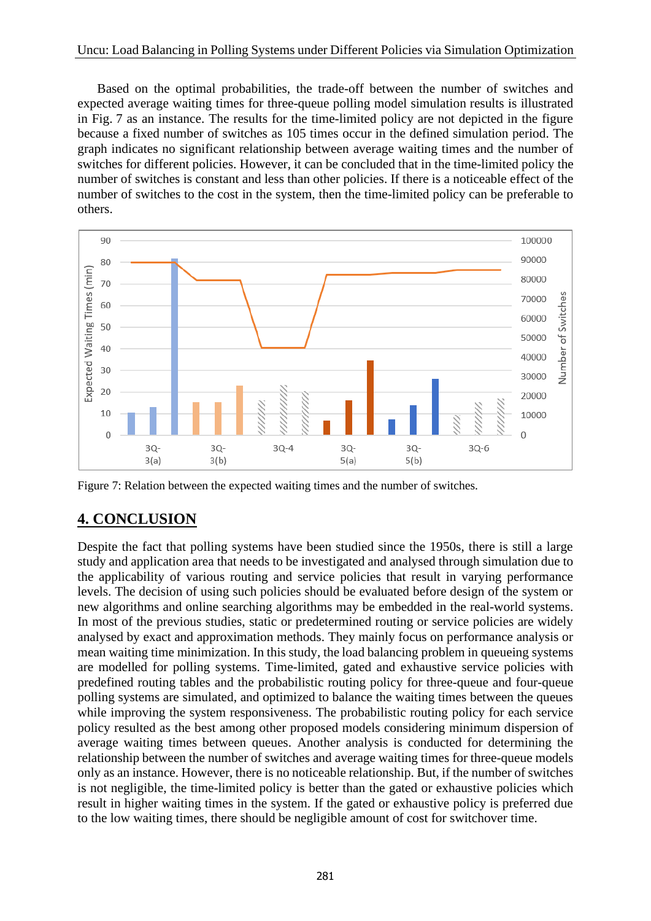Based on the optimal probabilities, the trade-off between the number of switches and expected average waiting times for three-queue polling model simulation results is illustrated in Fig. 7 as an instance. The results for the time-limited policy are not depicted in the figure because a fixed number of switches as 105 times occur in the defined simulation period. The graph indicates no significant relationship between average waiting times and the number of switches for different policies. However, it can be concluded that in the time-limited policy the number of switches is constant and less than other policies. If there is a noticeable effect of the number of switches to the cost in the system, then the time-limited policy can be preferable to others.

Figure 7: Relation between the expected waiting times and the number of switches.

## 4. CONCLUSION

Despite the fact that polling systems have been studied since the 1950s, there is still a large study and application area that needs to be investigated and analysed through simulation due to the applicability of various routing and service policies that result in varying performance levels. The decision of using such policies should be evaluated before design of the system or new algorithms and online searching algorithms may be embedded in the real-world systems. In most of the previous studies, static or predetermined routing or service policies are widely analysed by exact and approximation methods. They mainly focus on performance analysis or mean waiting time minimization. In this study, the load balancing problem in queueing systems are modelled for polling systems. Time-limited, gated and exhaustive service policies with predefined routing tables and the probabilistic routing policy for three-queue and four-queue polling systems are simulated, and optimized to balance the waiting times between the queues while improving the system responsiveness. The probabilistic routing policy for each service policy resulted as the best among other proposed models considering minimum dispersion of average waiting times between queues. Another analysis is conducted for determining the relationship between the number of switches and average waiting times for three-queue models only as an instance. However, there is no noticeable relationship. But, if the number of switches is not negligible, the time-limited policy is better than the gated or exhaustive policies which result in higher waiting times in the system. If the gated or exhaustive policy is preferred due to the low waiting times, there should be negligible amount of cost for switchover time.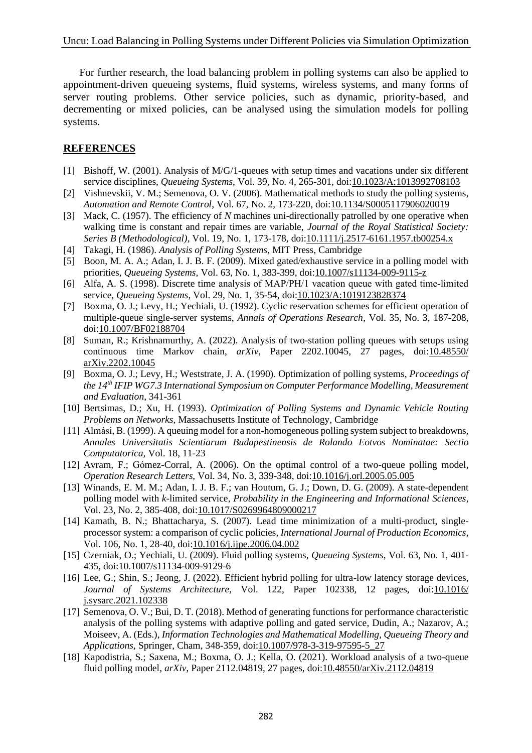For further research, the load balancing problem in polling systems can also be applied to appointment-driven queueing systems, fluid systems, wireless systems, and many forms of server routing problems. Other service policies, such as dynamic, priority-based, and decrementing or mixed policies, can be analysed using the simulation models for polling systems.

## REFERENCES

[1] Bishoff, W. (2001). Analysis of M/G/1-queues with setup times and vacations under six different service disciplines, *Queueing Systems*, Vol. 39, No. 4, 265-301, doi:10.1023/A:1013992708103

[2] Vishnevskii, V. M.; Semenova, O. V. (2006). Mathematical methods to study the polling systems, *Automation and Remote Control*, Vol. 67, No. 2, 173-220, doi:10.1134/S0005117906020019

[3] Mack, C. (1957). The efficiency of *N* machines uni-directionally patrolled by one operative when walking time is constant and repair times are variable, *Journal of the Royal Statistical Society: Series B (Methodological)*, Vol. 19, No. 1, 173-178, doi:10.1111/j.2517-6161.1957.tb00254.x

[4] Takagi, H. (1986). *Analysis of Polling Systems*, MIT Press, Cambridge

[5] Boon, M. A. A.; Adan, I. J. B. F. (2009). Mixed gated/exhaustive service in a polling model with priorities, *Queueing Systems*, Vol. 63, No. 1, 383-399, doi:10.1007/s11134-009-9115-z

[6] Alfa, A. S. (1998). Discrete time analysis of MAP/PH/1 vacation queue with gated time-limited service, *Queueing Systems*, Vol. 29, No. 1, 35-54, doi:10.1023/A:1019123828374

[7] Boxma, O. J.; Levy, H.; Yechiali, U. (1992). Cyclic reservation schemes for efficient operation of multiple-queue single-server systems, *Annals of Operations Research*, Vol. 35, No. 3, 187-208, doi:10.1007/BF02188704

[8] Suman, R.; Krishnamurthy, A. (2022). Analysis of two-station polling queues with setups using continuous time Markov chain, *arXiv*, Paper 2202.10045, 27 pages, doi:10.48550/arXiv.2202.10045

[9] Boxma, O. J.; Levy, H.; Weststrate, J. A. (1990). Optimization of polling systems, *Proceedings of the 14th IFIP WG7.3 International Symposium on Computer Performance Modelling, Measurement and Evaluation*, 341-361

[10] Bertsimas, D.; Xu, H. (1993). *Optimization of Polling Systems and Dynamic Vehicle Routing Problems on Networks*, Massachusetts Institute of Technology, Cambridge

[11] Almási, B. (1999). A queuing model for a non-homogeneous polling system subject to breakdowns, *Annales Universitatis Scientiarum Budapestinensis de Rolando Eotvos Nominatae: Sectio Computatorica*, Vol. 18, 11-23

[12] Avram, F.; Gómez-Corral, A. (2006). On the optimal control of a two-queue polling model, *Operation Research Letters*, Vol. 34, No. 3, 339-348, doi:10.1016/j.orl.2005.05.005

[13] Winands, E. M. M.; Adan, I. J. B. F.; van Houtum, G. J.; Down, D. G. (2009). A state-dependent polling model with *k*-limited service, *Probability in the Engineering and Informational Sciences*, Vol. 23, No. 2, 385-408, doi:10.1017/S0269964809000217

[14] Kamath, B. N.; Bhattacharya, S. (2007). Lead time minimization of a multi-product, single-processor system: a comparison of cyclic policies, *International Journal of Production Economics*, Vol. 106, No. 1, 28-40, doi:10.1016/j.ijpe.2006.04.002

[15] Czerniak, O.; Yechiali, U. (2009). Fluid polling systems, *Queueing Systems*, Vol. 63, No. 1, 401-435, doi:10.1007/s11134-009-9129-6

[16] Lee, G.; Shin, S.; Jeong, J. (2022). Efficient hybrid polling for ultra-low latency storage devices, *Journal of Systems Architecture*, Vol. 122, Paper 102338, 12 pages, doi:10.1016/j.sysarc.2021.102338

[17] Semenova, O. V.; Bui, D. T. (2018). Method of generating functions for performance characteristic analysis of the polling systems with adaptive polling and gated service, Dudin, A.; Nazarov, A.; Moiseev, A. (Eds.), *Information Technologies and Mathematical Modelling, Queueing Theory and Applications*, Springer, Cham, 348-359, doi:10.1007/978-3-319-97595-5_27

[18] Kapodistria, S.; Saxena, M.; Boxma, O. J.; Kella, O. (2021). Workload analysis of a two-queue fluid polling model, *arXiv*, Paper 2112.04819, 27 pages, doi:10.48550/arXiv.2112.04819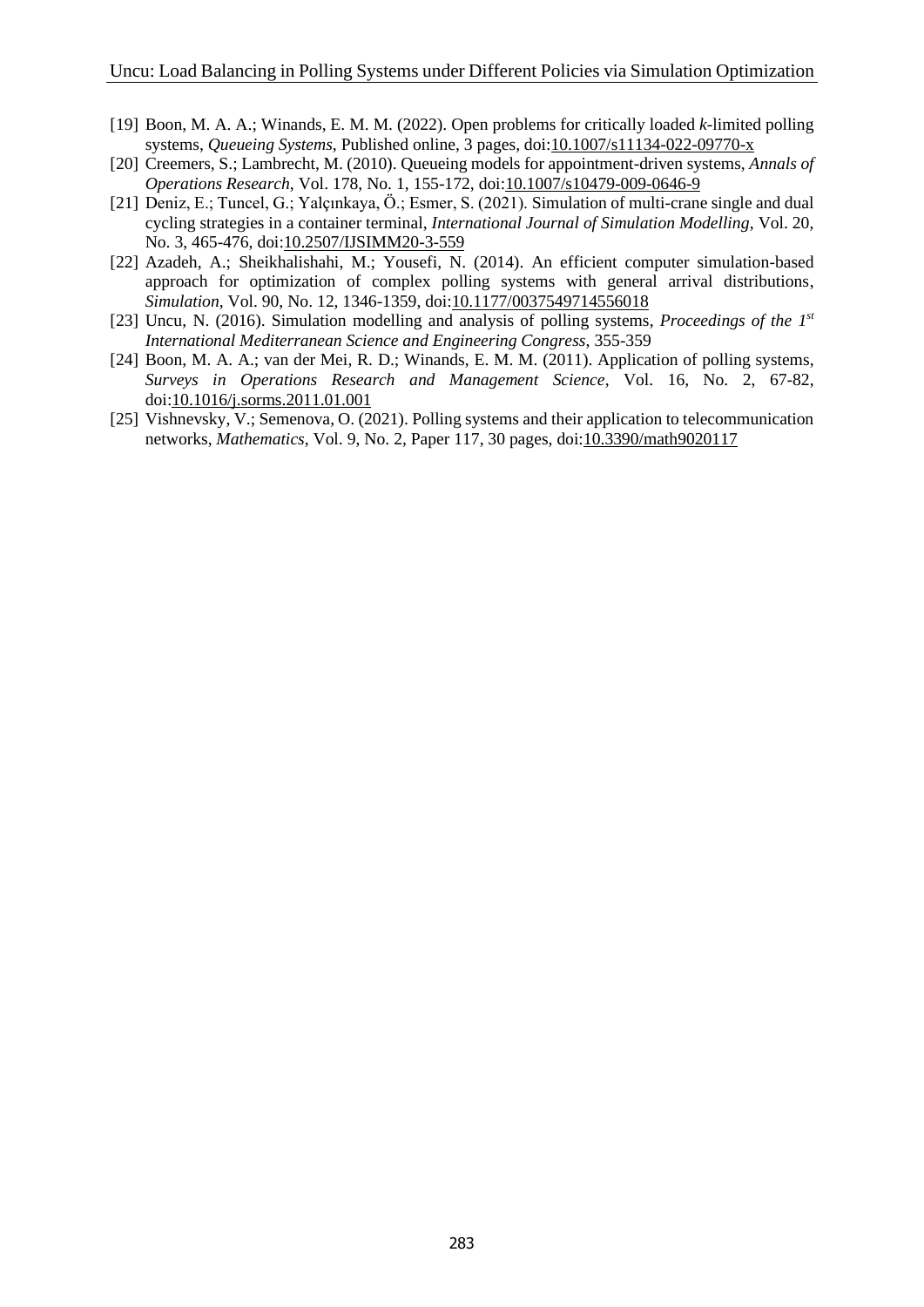[19] Boon, M. A. A.; Winands, E. M. M. (2022). Open problems for critically loaded *k*-limited polling systems, *Queueing Systems*, Published online, 3 pages, doi:10.1007/s11134-022-09770-x

[20] Creemers, S.; Lambrecht, M. (2010). Queueing models for appointment-driven systems, *Annals of Operations Research*, Vol. 178, No. 1, 155-172, doi:10.1007/s10479-009-0646-9

[21] Deniz, E.; Tuncel, G.; Yalçınkaya, Ö.; Esmer, S. (2021). Simulation of multi-crane single and dual cycling strategies in a container terminal, *International Journal of Simulation Modelling*, Vol. 20, No. 3, 465-476, doi:10.2507/IJSIMM20-3-559

[22] Azadeh, A.; Sheikhalishahi, M.; Yousefi, N. (2014). An efficient computer simulation-based approach for optimization of complex polling systems with general arrival distributions, *Simulation*, Vol. 90, No. 12, 1346-1359, doi:10.1177/0037549714556018

[23] Uncu, N. (2016). Simulation modelling and analysis of polling systems, *Proceedings of the 1st International Mediterranean Science and Engineering Congress*, 355-359

[24] Boon, M. A. A.; van der Mei, R. D.; Winands, E. M. M. (2011). Application of polling systems, *Surveys in Operations Research and Management Science*, Vol. 16, No. 2, 67-82, doi:10.1016/j.sorms.2011.01.001

[25] Vishnevsky, V.; Semenova, O. (2021). Polling systems and their application to telecommunication networks, *Mathematics*, Vol. 9, No. 2, Paper 117, 30 pages, doi:10.3390/math9020117